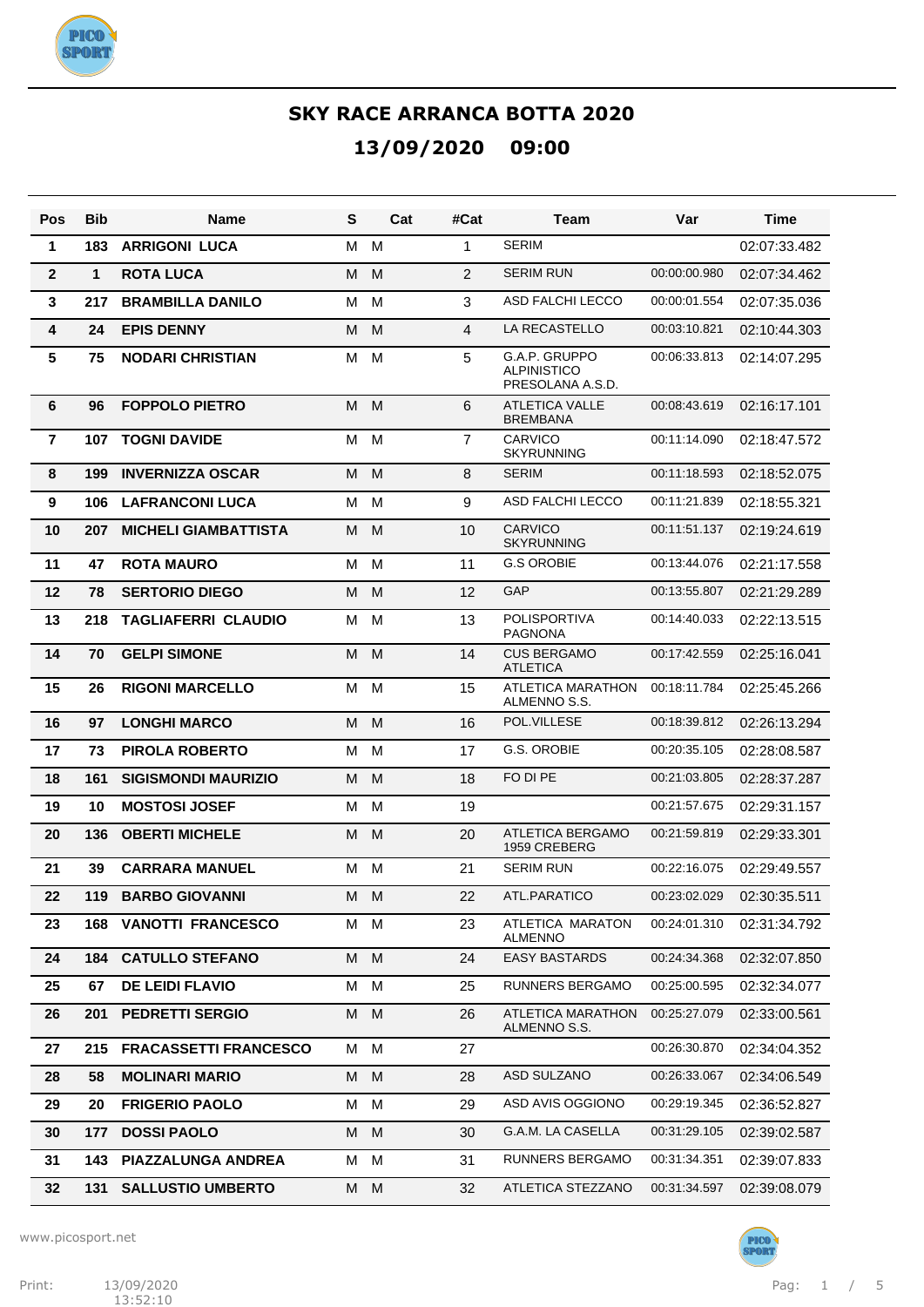# SKY RACE ARRANCA BOTTA 2020

## 13/09/2020 09:00

| Pos | Bib | Name | S | Cat | #Cat | Team | Var | Time |
|---|---|---|---|---|---|---|---|---|
| 1 | 183 | ARRIGONI LUCA | M | M | 1 | SERIM | | 02:07:33.482 |
| 2 | 1 | ROTA LUCA | M | M | 2 | SERIM RUN | 00:00:00.980 | 02:07:34.462 |
| 3 | 217 | BRAMBILLA DANILO | M | M | 3 | ASD FALCHI LECCO | 00:00:01.554 | 02:07:35.036 |
| 4 | 24 | EPIS DENNY | M | M | 4 | LA RECASTELLO | 00:03:10.821 | 02:10:44.303 |
| 5 | 75 | NODARI CHRISTIAN | M | M | 5 | G.A.P. GRUPPO ALPINISTICO PRESOLANA A.S.D. | 00:06:33.813 | 02:14:07.295 |
| 6 | 96 | FOPPOLO PIETRO | M | M | 6 | ATLETICA VALLE BREMBANA | 00:08:43.619 | 02:16:17.101 |
| 7 | 107 | TOGNI DAVIDE | M | M | 7 | CARVICO SKYRUNNING | 00:11:14.090 | 02:18:47.572 |
| 8 | 199 | INVERNIZZA OSCAR | M | M | 8 | SERIM | 00:11:18.593 | 02:18:52.075 |
| 9 | 106 | LAFRANCONI LUCA | M | M | 9 | ASD FALCHI LECCO | 00:11:21.839 | 02:18:55.321 |
| 10 | 207 | MICHELI GIAMBATTISTA | M | M | 10 | CARVICO SKYRUNNING | 00:11:51.137 | 02:19:24.619 |
| 11 | 47 | ROTA MAURO | M | M | 11 | G.S OROBIE | 00:13:44.076 | 02:21:17.558 |
| 12 | 78 | SERTORIO DIEGO | M | M | 12 | GAP | 00:13:55.807 | 02:21:29.289 |
| 13 | 218 | TAGLIAFERRI CLAUDIO | M | M | 13 | POLISPORTIVA PAGNONA | 00:14:40.033 | 02:22:13.515 |
| 14 | 70 | GELPI SIMONE | M | M | 14 | CUS BERGAMO ATLETICA | 00:17:42.559 | 02:25:16.041 |
| 15 | 26 | RIGONI MARCELLO | M | M | 15 | ATLETICA MARATHON ALMENNO S.S. | 00:18:11.784 | 02:25:45.266 |
| 16 | 97 | LONGHI MARCO | M | M | 16 | POL.VILLESE | 00:18:39.812 | 02:26:13.294 |
| 17 | 73 | PIROLA ROBERTO | M | M | 17 | G.S. OROBIE | 00:20:35.105 | 02:28:08.587 |
| 18 | 161 | SIGISMONDI MAURIZIO | M | M | 18 | FO DI PE | 00:21:03.805 | 02:28:37.287 |
| 19 | 10 | MOSTOSI JOSEF | M | M | 19 | | 00:21:57.675 | 02:29:31.157 |
| 20 | 136 | OBERTI MICHELE | M | M | 20 | ATLETICA BERGAMO 1959 CREBERG | 00:21:59.819 | 02:29:33.301 |
| 21 | 39 | CARRARA MANUEL | M | M | 21 | SERIM RUN | 00:22:16.075 | 02:29:49.557 |
| 22 | 119 | BARBO GIOVANNI | M | M | 22 | ATL.PARATICO | 00:23:02.029 | 02:30:35.511 |
| 23 | 168 | VANOTTI FRANCESCO | M | M | 23 | ATLETICA MARATON ALMENNO | 00:24:01.310 | 02:31:34.792 |
| 24 | 184 | CATULLO STEFANO | M | M | 24 | EASY BASTARDS | 00:24:34.368 | 02:32:07.850 |
| 25 | 67 | DE LEIDI FLAVIO | M | M | 25 | RUNNERS BERGAMO | 00:25:00.595 | 02:32:34.077 |
| 26 | 201 | PEDRETTI SERGIO | M | M | 26 | ATLETICA MARATHON ALMENNO S.S. | 00:25:27.079 | 02:33:00.561 |
| 27 | 215 | FRACASSETTI FRANCESCO | M | M | 27 | | 00:26:30.870 | 02:34:04.352 |
| 28 | 58 | MOLINARI MARIO | M | M | 28 | ASD SULZANO | 00:26:33.067 | 02:34:06.549 |
| 29 | 20 | FRIGERIO PAOLO | M | M | 29 | ASD AVIS OGGIONO | 00:29:19.345 | 02:36:52.827 |
| 30 | 177 | DOSSI PAOLO | M | M | 30 | G.A.M. LA CASELLA | 00:31:29.105 | 02:39:02.587 |
| 31 | 143 | PIAZZALUNGA ANDREA | M | M | 31 | RUNNERS BERGAMO | 00:31:34.351 | 02:39:07.833 |
| 32 | 131 | SALLUSTIO UMBERTO | M | M | 32 | ATLETICA STEZZANO | 00:31:34.597 | 02:39:08.079 |

www.picosport.net

Print: 13/09/2020 13:52:10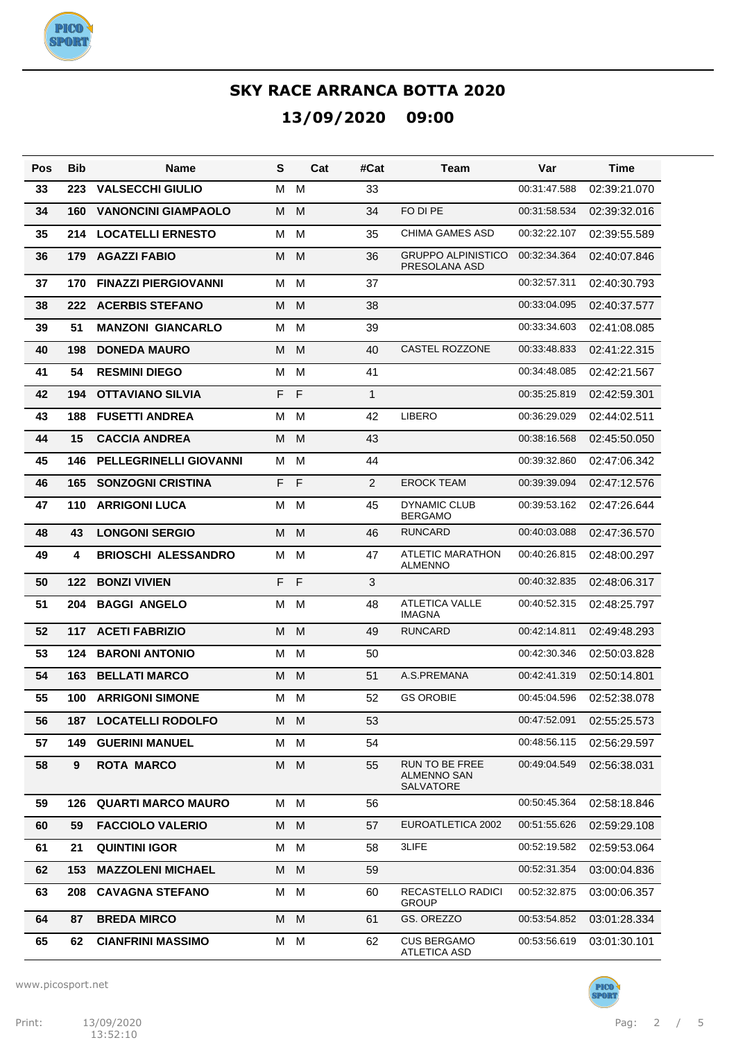# SKY RACE ARRANCA BOTTA 2020

## 13/09/2020 09:00

| Pos | Bib | Name | S | Cat | #Cat | Team | Var | Time |
|---|---|---|---|---|---|---|---|---|
| 33 | 223 | VALSECCHI GIULIO | M | M | 33 | | 00:31:47.588 | 02:39:21.070 |
| 34 | 160 | VANONCINI GIAMPAOLO | M | M | 34 | FO DI PE | 00:31:58.534 | 02:39:32.016 |
| 35 | 214 | LOCATELLI ERNESTO | M | M | 35 | CHIMA GAMES ASD | 00:32:22.107 | 02:39:55.589 |
| 36 | 179 | AGAZZI FABIO | M | M | 36 | GRUPPO ALPINISTICO PRESOLANA ASD | 00:32:34.364 | 02:40:07.846 |
| 37 | 170 | FINAZZI PIERGIOVANNI | M | M | 37 | | 00:32:57.311 | 02:40:30.793 |
| 38 | 222 | ACERBIS STEFANO | M | M | 38 | | 00:33:04.095 | 02:40:37.577 |
| 39 | 51 | MANZONI GIANCARLO | M | M | 39 | | 00:33:34.603 | 02:41:08.085 |
| 40 | 198 | DONEDA MAURO | M | M | 40 | CASTEL ROZZONE | 00:33:48.833 | 02:41:22.315 |
| 41 | 54 | RESMINI DIEGO | M | M | 41 | | 00:34:48.085 | 02:42:21.567 |
| 42 | 194 | OTTAVIANO SILVIA | F | F | 1 | | 00:35:25.819 | 02:42:59.301 |
| 43 | 188 | FUSETTI ANDREA | M | M | 42 | LIBERO | 00:36:29.029 | 02:44:02.511 |
| 44 | 15 | CACCIA ANDREA | M | M | 43 | | 00:38:16.568 | 02:45:50.050 |
| 45 | 146 | PELLEGRINELLI GIOVANNI | M | M | 44 | | 00:39:32.860 | 02:47:06.342 |
| 46 | 165 | SONZOGNI CRISTINA | F | F | 2 | EROCK TEAM | 00:39:39.094 | 02:47:12.576 |
| 47 | 110 | ARRIGONI LUCA | M | M | 45 | DYNAMIC CLUB BERGAMO | 00:39:53.162 | 02:47:26.644 |
| 48 | 43 | LONGONI SERGIO | M | M | 46 | RUNCARD | 00:40:03.088 | 02:47:36.570 |
| 49 | 4 | BRIOSCHI ALESSANDRO | M | M | 47 | ATLETIC MARATHON ALMENNO | 00:40:26.815 | 02:48:00.297 |
| 50 | 122 | BONZI VIVIEN | F | F | 3 | | 00:40:32.835 | 02:48:06.317 |
| 51 | 204 | BAGGI ANGELO | M | M | 48 | ATLETICA VALLE IMAGNA | 00:40:52.315 | 02:48:25.797 |
| 52 | 117 | ACETI FABRIZIO | M | M | 49 | RUNCARD | 00:42:14.811 | 02:49:48.293 |
| 53 | 124 | BARONI ANTONIO | M | M | 50 | | 00:42:30.346 | 02:50:03.828 |
| 54 | 163 | BELLATI MARCO | M | M | 51 | A.S.PREMANA | 00:42:41.319 | 02:50:14.801 |
| 55 | 100 | ARRIGONI SIMONE | M | M | 52 | GS OROBIE | 00:45:04.596 | 02:52:38.078 |
| 56 | 187 | LOCATELLI RODOLFO | M | M | 53 | | 00:47:52.091 | 02:55:25.573 |
| 57 | 149 | GUERINI MANUEL | M | M | 54 | | 00:48:56.115 | 02:56:29.597 |
| 58 | 9 | ROTA MARCO | M | M | 55 | RUN TO BE FREE ALMENNO SAN SALVATORE | 00:49:04.549 | 02:56:38.031 |
| 59 | 126 | QUARTI MARCO MAURO | M | M | 56 | | 00:50:45.364 | 02:58:18.846 |
| 60 | 59 | FACCIOLO VALERIO | M | M | 57 | EUROATLETICA 2002 | 00:51:55.626 | 02:59:29.108 |
| 61 | 21 | QUINTINI IGOR | M | M | 58 | 3LIFE | 00:52:19.582 | 02:59:53.064 |
| 62 | 153 | MAZZOLENI MICHAEL | M | M | 59 | | 00:52:31.354 | 03:00:04.836 |
| 63 | 208 | CAVAGNA STEFANO | M | M | 60 | RECASTELLO RADICI GROUP | 00:52:32.875 | 03:00:06.357 |
| 64 | 87 | BREDA MIRCO | M | M | 61 | GS. OREZZO | 00:53:54.852 | 03:01:28.334 |
| 65 | 62 | CIANFRINI MASSIMO | M | M | 62 | CUS BERGAMO ATLETICA ASD | 00:53:56.619 | 03:01:30.101 |

www.picosport.net

Print: 13/09/2020 13:52:10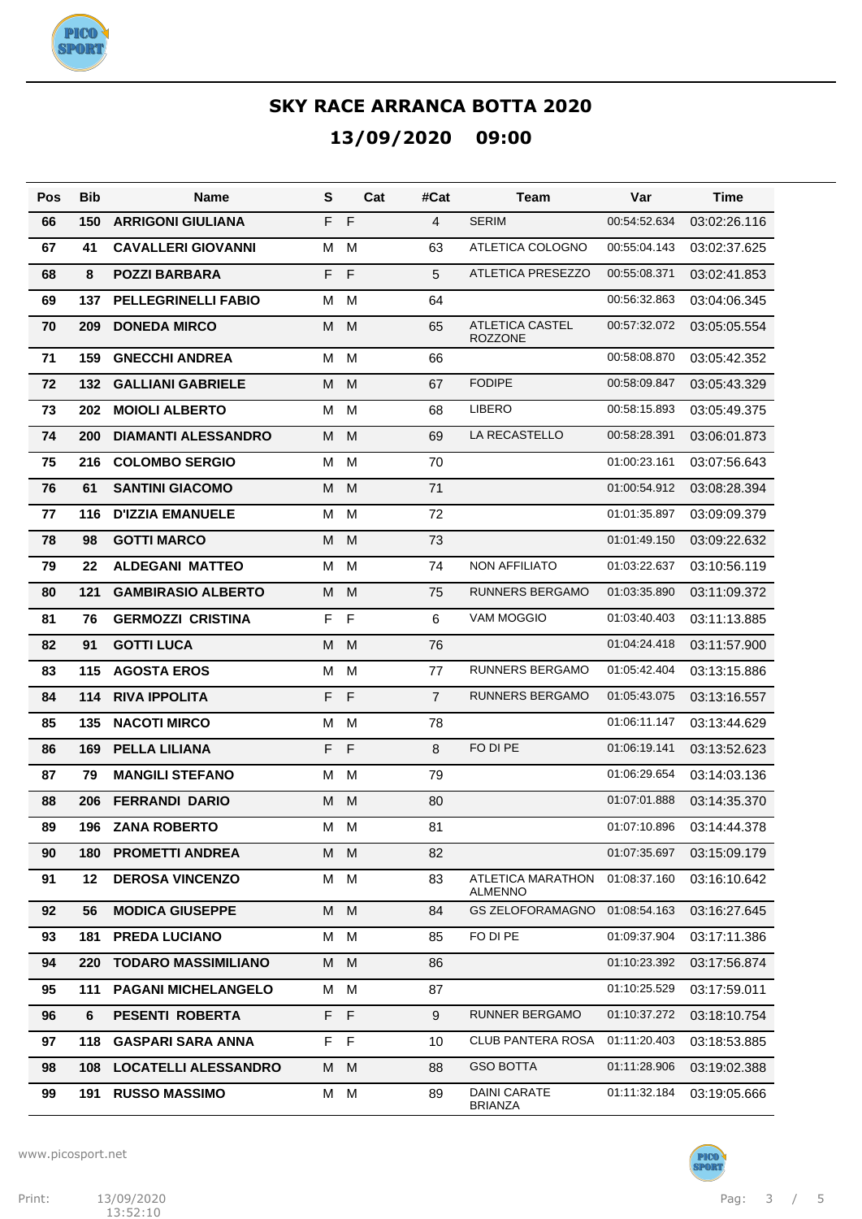# SKY RACE ARRANCA BOTTA 2020

## 13/09/2020 09:00

| Pos | Bib | Name | S | Cat | #Cat | Team | Var | Time |
|---|---|---|---|---|---|---|---|---|
| 66 | 150 | ARRIGONI GIULIANA | F | F | 4 | SERIM | 00:54:52.634 | 03:02:26.116 |
| 67 | 41 | CAVALLERI GIOVANNI | M | M | 63 | ATLETICA COLOGNO | 00:55:04.143 | 03:02:37.625 |
| 68 | 8 | POZZI BARBARA | F | F | 5 | ATLETICA PRESEZZO | 00:55:08.371 | 03:02:41.853 |
| 69 | 137 | PELLEGRINELLI FABIO | M | M | 64 | | 00:56:32.863 | 03:04:06.345 |
| 70 | 209 | DONEDA MIRCO | M | M | 65 | ATLETICA CASTEL ROZZONE | 00:57:32.072 | 03:05:05.554 |
| 71 | 159 | GNECCHI ANDREA | M | M | 66 | | 00:58:08.870 | 03:05:42.352 |
| 72 | 132 | GALLIANI GABRIELE | M | M | 67 | FODIPE | 00:58:09.847 | 03:05:43.329 |
| 73 | 202 | MOIOLI ALBERTO | M | M | 68 | LIBERO | 00:58:15.893 | 03:05:49.375 |
| 74 | 200 | DIAMANTI ALESSANDRO | M | M | 69 | LA RECASTELLO | 00:58:28.391 | 03:06:01.873 |
| 75 | 216 | COLOMBO SERGIO | M | M | 70 | | 01:00:23.161 | 03:07:56.643 |
| 76 | 61 | SANTINI GIACOMO | M | M | 71 | | 01:00:54.912 | 03:08:28.394 |
| 77 | 116 | D'IZZIA EMANUELE | M | M | 72 | | 01:01:35.897 | 03:09:09.379 |
| 78 | 98 | GOTTI MARCO | M | M | 73 | | 01:01:49.150 | 03:09:22.632 |
| 79 | 22 | ALDEGANI MATTEO | M | M | 74 | NON AFFILIATO | 01:03:22.637 | 03:10:56.119 |
| 80 | 121 | GAMBIRASIO ALBERTO | M | M | 75 | RUNNERS BERGAMO | 01:03:35.890 | 03:11:09.372 |
| 81 | 76 | GERMOZZI CRISTINA | F | F | 6 | VAM MOGGIO | 01:03:40.403 | 03:11:13.885 |
| 82 | 91 | GOTTI LUCA | M | M | 76 | | 01:04:24.418 | 03:11:57.900 |
| 83 | 115 | AGOSTA EROS | M | M | 77 | RUNNERS BERGAMO | 01:05:42.404 | 03:13:15.886 |
| 84 | 114 | RIVA IPPOLITA | F | F | 7 | RUNNERS BERGAMO | 01:05:43.075 | 03:13:16.557 |
| 85 | 135 | NACOTI MIRCO | M | M | 78 | | 01:06:11.147 | 03:13:44.629 |
| 86 | 169 | PELLA LILIANA | F | F | 8 | FO DI PE | 01:06:19.141 | 03:13:52.623 |
| 87 | 79 | MANGILI STEFANO | M | M | 79 | | 01:06:29.654 | 03:14:03.136 |
| 88 | 206 | FERRANDI DARIO | M | M | 80 | | 01:07:01.888 | 03:14:35.370 |
| 89 | 196 | ZANA ROBERTO | M | M | 81 | | 01:07:10.896 | 03:14:44.378 |
| 90 | 180 | PROMETTI ANDREA | M | M | 82 | | 01:07:35.697 | 03:15:09.179 |
| 91 | 12 | DEROSA VINCENZO | M | M | 83 | ATLETICA MARATHON ALMENNO | 01:08:37.160 | 03:16:10.642 |
| 92 | 56 | MODICA GIUSEPPE | M | M | 84 | GS ZELOFORAMAGNO | 01:08:54.163 | 03:16:27.645 |
| 93 | 181 | PREDA LUCIANO | M | M | 85 | FO DI PE | 01:09:37.904 | 03:17:11.386 |
| 94 | 220 | TODARO MASSIMILIANO | M | M | 86 | | 01:10:23.392 | 03:17:56.874 |
| 95 | 111 | PAGANI MICHELANGELO | M | M | 87 | | 01:10:25.529 | 03:17:59.011 |
| 96 | 6 | PESENTI ROBERTA | F | F | 9 | RUNNER BERGAMO | 01:10:37.272 | 03:18:10.754 |
| 97 | 118 | GASPARI SARA ANNA | F | F | 10 | CLUB PANTERA ROSA | 01:11:20.403 | 03:18:53.885 |
| 98 | 108 | LOCATELLI ALESSANDRO | M | M | 88 | GSO BOTTA | 01:11:28.906 | 03:19:02.388 |
| 99 | 191 | RUSSO MASSIMO | M | M | 89 | DAINI CARATE BRIANZA | 01:11:32.184 | 03:19:05.666 |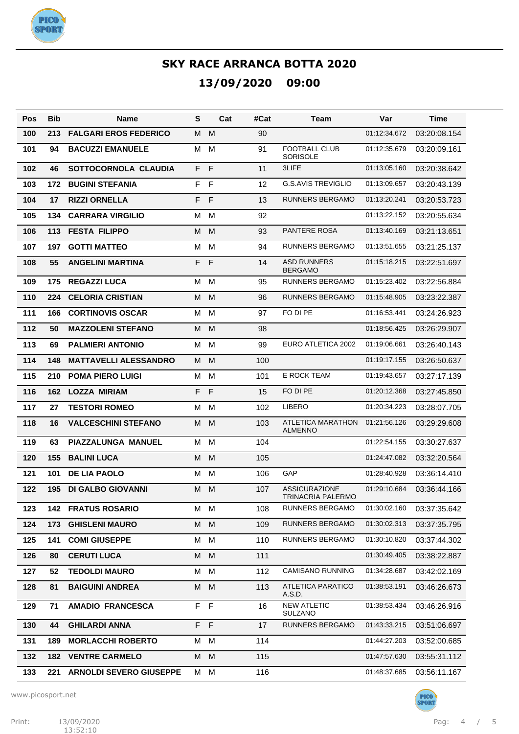# SKY RACE ARRANCA BOTTA 2020

## 13/09/2020 09:00

| Pos | Bib | Name | S | Cat | #Cat | Team | Var | Time |
|---|---|---|---|---|---|---|---|---|
| 100 | 213 | **FALGARI EROS FEDERICO** | M | M | 90 | | 01:12:34.672 | 03:20:08.154 |
| 101 | 94 | **BACUZZI EMANUELE** | M | M | 91 | FOOTBALL CLUB SORISOLE | 01:12:35.679 | 03:20:09.161 |
| 102 | 46 | **SOTTOCORNOLA CLAUDIA** | F | F | 11 | 3LIFE | 01:13:05.160 | 03:20:38.642 |
| 103 | 172 | **BUGINI STEFANIA** | F | F | 12 | G.S.AVIS TREVIGLIO | 01:13:09.657 | 03:20:43.139 |
| 104 | 17 | **RIZZI ORNELLA** | F | F | 13 | RUNNERS BERGAMO | 01:13:20.241 | 03:20:53.723 |
| 105 | 134 | **CARRARA VIRGILIO** | M | M | 92 | | 01:13:22.152 | 03:20:55.634 |
| 106 | 113 | **FESTA FILIPPO** | M | M | 93 | PANTERE ROSA | 01:13:40.169 | 03:21:13.651 |
| 107 | 197 | **GOTTI MATTEO** | M | M | 94 | RUNNERS BERGAMO | 01:13:51.655 | 03:21:25.137 |
| 108 | 55 | **ANGELINI MARTINA** | F | F | 14 | ASD RUNNERS BERGAMO | 01:15:18.215 | 03:22:51.697 |
| 109 | 175 | **REGAZZI LUCA** | M | M | 95 | RUNNERS BERGAMO | 01:15:23.402 | 03:22:56.884 |
| 110 | 224 | **CELORIA CRISTIAN** | M | M | 96 | RUNNERS BERGAMO | 01:15:48.905 | 03:23:22.387 |
| 111 | 166 | **CORTINOVIS OSCAR** | M | M | 97 | FO DI PE | 01:16:53.441 | 03:24:26.923 |
| 112 | 50 | **MAZZOLENI STEFANO** | M | M | 98 | | 01:18:56.425 | 03:26:29.907 |
| 113 | 69 | **PALMIERI ANTONIO** | M | M | 99 | EURO ATLETICA 2002 | 01:19:06.661 | 03:26:40.143 |
| 114 | 148 | **MATTAVELLI ALESSANDRO** | M | M | 100 | | 01:19:17.155 | 03:26:50.637 |
| 115 | 210 | **POMA PIERO LUIGI** | M | M | 101 | E ROCK TEAM | 01:19:43.657 | 03:27:17.139 |
| 116 | 162 | **LOZZA MIRIAM** | F | F | 15 | FO DI PE | 01:20:12.368 | 03:27:45.850 |
| 117 | 27 | **TESTORI ROMEO** | M | M | 102 | LIBERO | 01:20:34.223 | 03:28:07.705 |
| 118 | 16 | **VALCESCHINI STEFANO** | M | M | 103 | ATLETICA MARATHON ALMENNO | 01:21:56.126 | 03:29:29.608 |
| 119 | 63 | **PIAZZALUNGA MANUEL** | M | M | 104 | | 01:22:54.155 | 03:30:27.637 |
| 120 | 155 | **BALINI LUCA** | M | M | 105 | | 01:24:47.082 | 03:32:20.564 |
| 121 | 101 | **DE LIA PAOLO** | M | M | 106 | GAP | 01:28:40.928 | 03:36:14.410 |
| 122 | 195 | **DI GALBO GIOVANNI** | M | M | 107 | ASSICURAZIONE TRINACRIA PALERMO | 01:29:10.684 | 03:36:44.166 |
| 123 | 142 | **FRATUS ROSARIO** | M | M | 108 | RUNNERS BERGAMO | 01:30:02.160 | 03:37:35.642 |
| 124 | 173 | **GHISLENI MAURO** | M | M | 109 | RUNNERS BERGAMO | 01:30:02.313 | 03:37:35.795 |
| 125 | 141 | **COMI GIUSEPPE** | M | M | 110 | RUNNERS BERGAMO | 01:30:10.820 | 03:37:44.302 |
| 126 | 80 | **CERUTI LUCA** | M | M | 111 | | 01:30:49.405 | 03:38:22.887 |
| 127 | 52 | **TEDOLDI MAURO** | M | M | 112 | CAMISANO RUNNING | 01:34:28.687 | 03:42:02.169 |
| 128 | 81 | **BAIGUINI ANDREA** | M | M | 113 | ATLETICA PARATICO A.S.D. | 01:38:53.191 | 03:46:26.673 |
| 129 | 71 | **AMADIO FRANCESCA** | F | F | 16 | NEW ATLETIC SULZANO | 01:38:53.434 | 03:46:26.916 |
| 130 | 44 | **GHILARDI ANNA** | F | F | 17 | RUNNERS BERGAMO | 01:43:33.215 | 03:51:06.697 |
| 131 | 189 | **MORLACCHI ROBERTO** | M | M | 114 | | 01:44:27.203 | 03:52:00.685 |
| 132 | 182 | **VENTRE CARMELO** | M | M | 115 | | 01:47:57.630 | 03:55:31.112 |
| 133 | 221 | **ARNOLDI SEVERO GIUSEPPE** | M | M | 116 | | 01:48:37.685 | 03:56:11.167 |

www.picosport.net

Print: 13/09/2020 13:52:10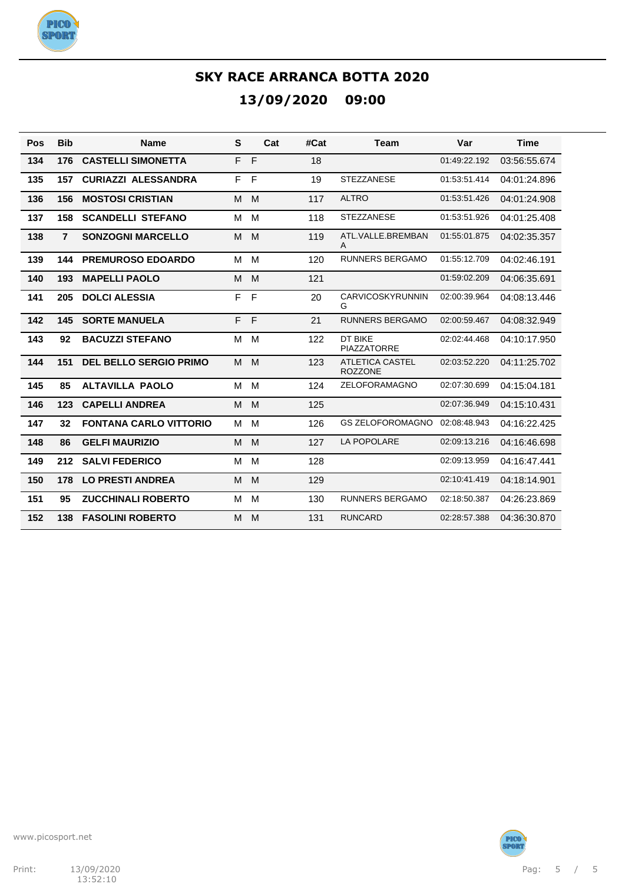# SKY RACE ARRANCA BOTTA 2020

## 13/09/2020 09:00

| Pos | Bib | Name | S | Cat | #Cat | Team | Var | Time |
|---|---|---|---|---|---|---|---|---|
| 134 | 176 | CASTELLI SIMONETTA | F | F | 18 | | 01:49:22.192 | 03:56:55.674 |
| 135 | 157 | CURIAZZI ALESSANDRA | F | F | 19 | STEZZANESE | 01:53:51.414 | 04:01:24.896 |
| 136 | 156 | MOSTOSI CRISTIAN | M | M | 117 | ALTRO | 01:53:51.426 | 04:01:24.908 |
| 137 | 158 | SCANDELLI STEFANO | M | M | 118 | STEZZANESE | 01:53:51.926 | 04:01:25.408 |
| 138 | 7 | SONZOGNI MARCELLO | M | M | 119 | ATL.VALLE.BREMBANA | 01:55:01.875 | 04:02:35.357 |
| 139 | 144 | PREMUROSO EDOARDO | M | M | 120 | RUNNERS BERGAMO | 01:55:12.709 | 04:02:46.191 |
| 140 | 193 | MAPELLI PAOLO | M | M | 121 | | 01:59:02.209 | 04:06:35.691 |
| 141 | 205 | DOLCI ALESSIA | F | F | 20 | CARVICOSKYRUNNING | 02:00:39.964 | 04:08:13.446 |
| 142 | 145 | SORTE MANUELA | F | F | 21 | RUNNERS BERGAMO | 02:00:59.467 | 04:08:32.949 |
| 143 | 92 | BACUZZI STEFANO | M | M | 122 | DT BIKE PIAZZATORRE | 02:02:44.468 | 04:10:17.950 |
| 144 | 151 | DEL BELLO SERGIO PRIMO | M | M | 123 | ATLETICA CASTEL ROZZONE | 02:03:52.220 | 04:11:25.702 |
| 145 | 85 | ALTAVILLA PAOLO | M | M | 124 | ZELOFORAMAGNO | 02:07:30.699 | 04:15:04.181 |
| 146 | 123 | CAPELLI ANDREA | M | M | 125 | | 02:07:36.949 | 04:15:10.431 |
| 147 | 32 | FONTANA CARLO VITTORIO | M | M | 126 | GS ZELOFOROMAGNO | 02:08:48.943 | 04:16:22.425 |
| 148 | 86 | GELFI MAURIZIO | M | M | 127 | LA POPOLARE | 02:09:13.216 | 04:16:46.698 |
| 149 | 212 | SALVI FEDERICO | M | M | 128 | | 02:09:13.959 | 04:16:47.441 |
| 150 | 178 | LO PRESTI ANDREA | M | M | 129 | | 02:10:41.419 | 04:18:14.901 |
| 151 | 95 | ZUCCHINALI ROBERTO | M | M | 130 | RUNNERS BERGAMO | 02:18:50.387 | 04:26:23.869 |
| 152 | 138 | FASOLINI ROBERTO | M | M | 131 | RUNCARD | 02:28:57.388 | 04:36:30.870 |

www.picosport.net

Print: 13/09/2020 13:52:10